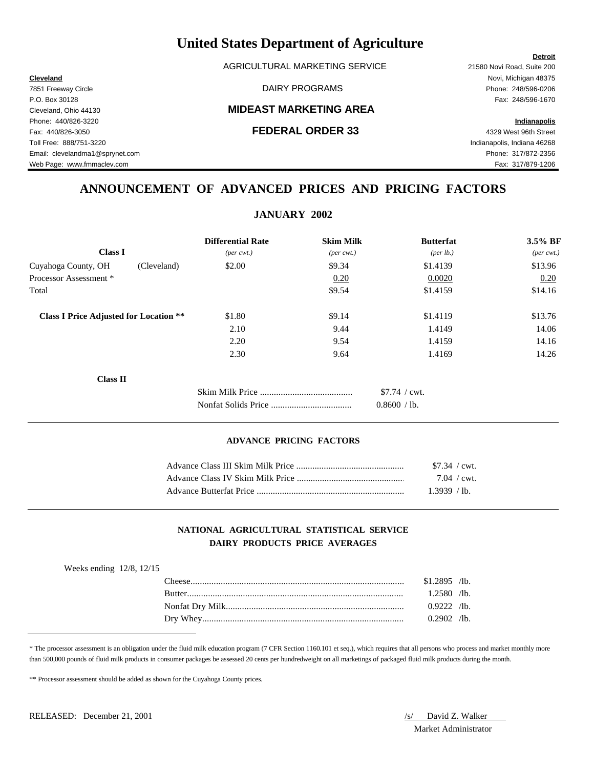# United States Department of Agriculture

AGRICULTURAL MARKETING SERVICE

DAIRY PROGRAMS

## MIDEAST MARKETING AREA

## FEDERAL ORDER 33

**Cleveland**
7851 Freeway Circle
P.O. Box 30128
Cleveland, Ohio 44130
Phone: 440/826-3220
Fax: 440/826-3050
Toll Free: 888/751-3220
Email: clevelandma1@sprynet.com
Web Page: www.fmmaclev.com

**Detroit**
21580 Novi Road, Suite 200
Novi, Michigan 48375
Phone: 248/596-0206
Fax: 248/596-1670

**Indianapolis**
4329 West 96th Street
Indianapolis, Indiana 46268
Phone: 317/872-2356
Fax: 317/879-1206

## ANNOUNCEMENT OF ADVANCED PRICES AND PRICING FACTORS

### JANUARY 2002

| Class I | | Differential Rate *(per cwt.)* | Skim Milk *(per cwt.)* | Butterfat *(per lb.)* | 3.5% BF *(per cwt.)* |
|---|---|---|---|---|---|
| Cuyahoga County, OH | (Cleveland) | $2.00 | $9.34 | $1.4139 | $13.96 |
| Processor Assessment * | | | 0.20 | 0.0020 | 0.20 |
| Total | | | $9.54 | $1.4159 | $14.16 |
| **Class I Price Adjusted for Location \*\*** | | $1.80 | $9.14 | $1.4119 | $13.76 |
| | | 2.10 | 9.44 | 1.4149 | 14.06 |
| | | 2.20 | 9.54 | 1.4159 | 14.16 |
| | | 2.30 | 9.64 | 1.4169 | 14.26 |

**Class II**

| | |
|---|---|
| Skim Milk Price | $7.74 / cwt. |
| Nonfat Solids Price | 0.8600 / lb. |

### ADVANCE PRICING FACTORS

| | |
|---|---|
| Advance Class III Skim Milk Price | $7.34 / cwt. |
| Advance Class IV Skim Milk Price | 7.04 / cwt. |
| Advance Butterfat Price | 1.3939 / lb. |

### NATIONAL AGRICULTURAL STATISTICAL SERVICE
### DAIRY PRODUCTS PRICE AVERAGES

Weeks ending 12/8, 12/15

| | |
|---|---|
| Cheese | $1.2895 /lb. |
| Butter | 1.2580 /lb. |
| Nonfat Dry Milk | 0.9222 /lb. |
| Dry Whey | 0.2902 /lb. |

* The processor assessment is an obligation under the fluid milk education program (7 CFR Section 1160.101 et seq.), which requires that all persons who process and market monthly more than 500,000 pounds of fluid milk products in consumer packages be assessed 20 cents per hundredweight on all marketings of packaged fluid milk products during the month.

** Processor assessment should be added as shown for the Cuyahoga County prices.

RELEASED: December 21, 2001

/s/ David Z. Walker
Market Administrator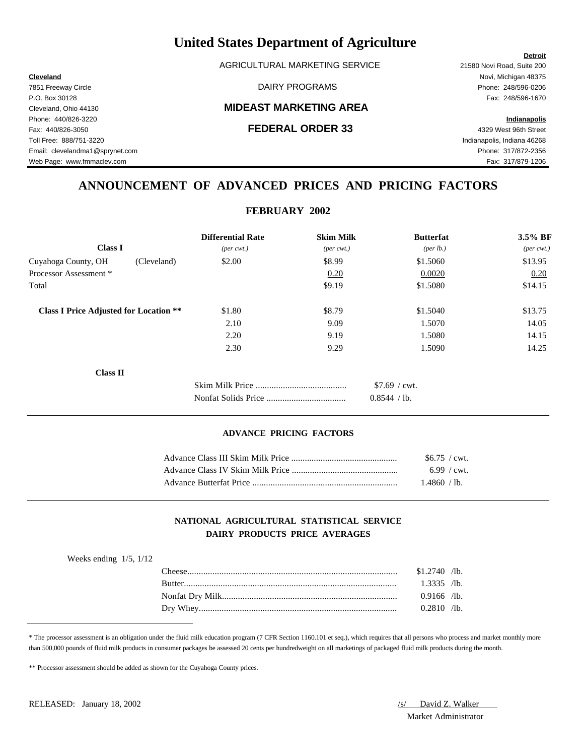# United States Department of Agriculture

AGRICULTURAL MARKETING SERVICE

DAIRY PROGRAMS

## MIDEAST MARKETING AREA

## FEDERAL ORDER 33

**Cleveland**
7851 Freeway Circle
P.O. Box 30128
Cleveland, Ohio 44130
Phone: 440/826-3220
Fax: 440/826-3050
Toll Free: 888/751-3220
Email: clevelandma1@sprynet.com
Web Page: www.fmmaclev.com

**Detroit**
21580 Novi Road, Suite 200
Novi, Michigan 48375
Phone: 248/596-0206
Fax: 248/596-1670

**Indianapolis**
4329 West 96th Street
Indianapolis, Indiana 46268
Phone: 317/872-2356
Fax: 317/879-1206

## ANNOUNCEMENT OF ADVANCED PRICES AND PRICING FACTORS

### FEBRUARY 2002

| Class I | | Differential Rate *(per cwt.)* | Skim Milk *(per cwt.)* | Butterfat *(per lb.)* | 3.5% BF *(per cwt.)* |
|---|---|---|---|---|---|
| Cuyahoga County, OH | (Cleveland) | \$2.00 | \$8.99 | \$1.5060 | \$13.95 |
| Processor Assessment * | | | 0.20 | 0.0020 | 0.20 |
| Total | | | \$9.19 | \$1.5080 | \$14.15 |
| **Class I Price Adjusted for Location \*\*** | | \$1.80 | \$8.79 | \$1.5040 | \$13.75 |
| | | 2.10 | 9.09 | 1.5070 | 14.05 |
| | | 2.20 | 9.19 | 1.5080 | 14.15 |
| | | 2.30 | 9.29 | 1.5090 | 14.25 |

**Class II**

| | |
|---|---|
| Skim Milk Price | \$7.69 / cwt. |
| Nonfat Solids Price | 0.8544 / lb. |

#### ADVANCE PRICING FACTORS

| | |
|---|---|
| Advance Class III Skim Milk Price | \$6.75 / cwt. |
| Advance Class IV Skim Milk Price | 6.99 / cwt. |
| Advance Butterfat Price | 1.4860 / lb. |

#### NATIONAL AGRICULTURAL STATISTICAL SERVICE DAIRY PRODUCTS PRICE AVERAGES

Weeks ending 1/5, 1/12

| | |
|---|---|
| Cheese | \$1.2740 /lb. |
| Butter | 1.3335 /lb. |
| Nonfat Dry Milk | 0.9166 /lb. |
| Dry Whey | 0.2810 /lb. |

* The processor assessment is an obligation under the fluid milk education program (7 CFR Section 1160.101 et seq.), which requires that all persons who process and market monthly more than 500,000 pounds of fluid milk products in consumer packages be assessed 20 cents per hundredweight on all marketings of packaged fluid milk products during the month.

** Processor assessment should be added as shown for the Cuyahoga County prices.

RELEASED: January 18, 2002

/s/ David Z. Walker
Market Administrator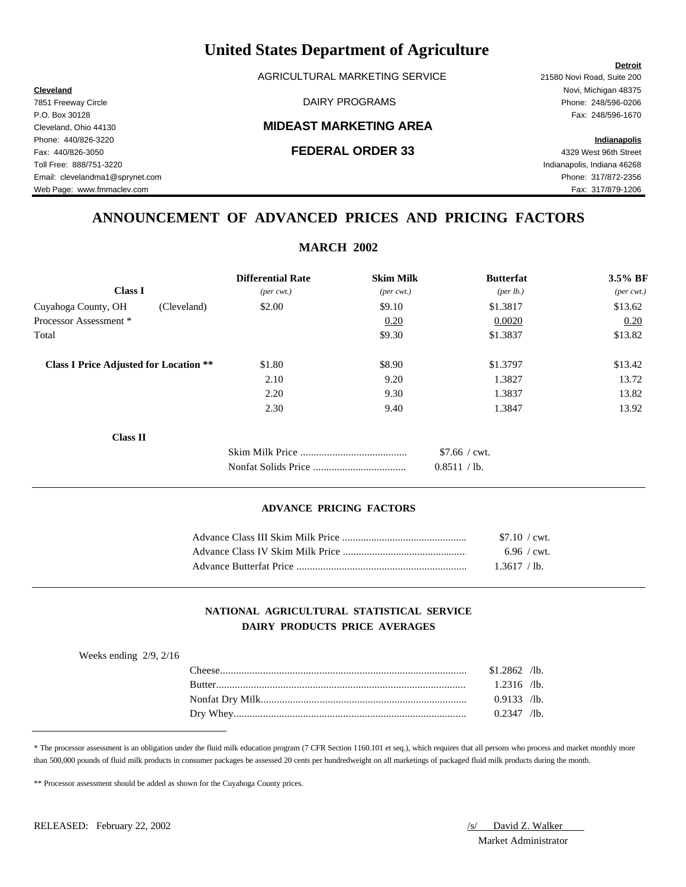# United States Department of Agriculture

AGRICULTURAL MARKETING SERVICE

DAIRY PROGRAMS

## MIDEAST MARKETING AREA

## FEDERAL ORDER 33

**Cleveland**
7851 Freeway Circle
P.O. Box 30128
Cleveland, Ohio 44130
Phone: 440/826-3220
Fax: 440/826-3050
Toll Free: 888/751-3220
Email: clevelandma1@sprynet.com
Web Page: www.fmmaclev.com

**Detroit**
21580 Novi Road, Suite 200
Novi, Michigan 48375
Phone: 248/596-0206
Fax: 248/596-1670

**Indianapolis**
4329 West 96th Street
Indianapolis, Indiana 46268
Phone: 317/872-2356
Fax: 317/879-1206

# ANNOUNCEMENT OF ADVANCED PRICES AND PRICING FACTORS

## MARCH 2002

| **Class I** | | **Differential Rate** *(per cwt.)* | **Skim Milk** *(per cwt.)* | **Butterfat** *(per lb.)* | **3.5% BF** *(per cwt.)* |
|---|---|---|---|---|---|
| Cuyahoga County, OH | (Cleveland) | $2.00 | $9.10 | $1.3817 | $13.62 |
| Processor Assessment * | | | 0.20 | 0.0020 | 0.20 |
| Total | | | $9.30 | $1.3837 | $13.82 |
| **Class I Price Adjusted for Location \*\*** | | $1.80 | $8.90 | $1.3797 | $13.42 |
| | | 2.10 | 9.20 | 1.3827 | 13.72 |
| | | 2.20 | 9.30 | 1.3837 | 13.82 |
| | | 2.30 | 9.40 | 1.3847 | 13.92 |

**Class II**

| | |
|---|---|
| Skim Milk Price | $7.66 / cwt. |
| Nonfat Solids Price | 0.8511 / lb. |

### ADVANCE PRICING FACTORS

| | |
|---|---|
| Advance Class III Skim Milk Price | $7.10 / cwt. |
| Advance Class IV Skim Milk Price | 6.96 / cwt. |
| Advance Butterfat Price | 1.3617 / lb. |

### NATIONAL AGRICULTURAL STATISTICAL SERVICE
### DAIRY PRODUCTS PRICE AVERAGES

Weeks ending 2/9, 2/16

| | |
|---|---|
| Cheese | $1.2862 /lb. |
| Butter | 1.2316 /lb. |
| Nonfat Dry Milk | 0.9133 /lb. |
| Dry Whey | 0.2347 /lb. |

* The processor assessment is an obligation under the fluid milk education program (7 CFR Section 1160.101 et seq.), which requires that all persons who process and market monthly more than 500,000 pounds of fluid milk products in consumer packages be assessed 20 cents per hundredweight on all marketings of packaged fluid milk products during the month.

** Processor assessment should be added as shown for the Cuyahoga County prices.

RELEASED: February 22, 2002

/s/ David Z. Walker
Market Administrator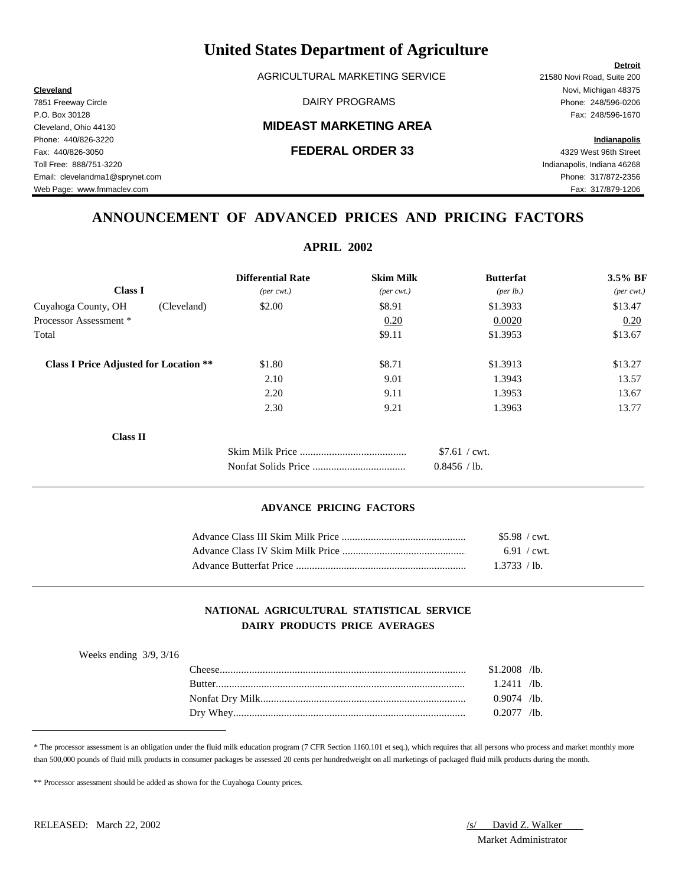# United States Department of Agriculture

AGRICULTURAL MARKETING SERVICE

DAIRY PROGRAMS

## MIDEAST MARKETING AREA

## FEDERAL ORDER 33

**Cleveland**
7851 Freeway Circle
P.O. Box 30128
Cleveland, Ohio 44130
Phone: 440/826-3220
Fax: 440/826-3050
Toll Free: 888/751-3220
Email: clevelandma1@sprynet.com
Web Page: www.fmmaclev.com

**Detroit**
21580 Novi Road, Suite 200
Novi, Michigan 48375
Phone: 248/596-0206
Fax: 248/596-1670

**Indianapolis**
4329 West 96th Street
Indianapolis, Indiana 46268
Phone: 317/872-2356
Fax: 317/879-1206

## ANNOUNCEMENT OF ADVANCED PRICES AND PRICING FACTORS

### APRIL 2002

| **Class I** | | Differential Rate *(per cwt.)* | Skim Milk *(per cwt.)* | Butterfat *(per lb.)* | 3.5% BF *(per cwt.)* |
|---|---|---|---|---|---|
| Cuyahoga County, OH | (Cleveland) | $2.00 | $8.91 | $1.3933 | $13.47 |
| Processor Assessment * | | | 0.20 | 0.0020 | 0.20 |
| Total | | | $9.11 | $1.3953 | $13.67 |
| **Class I Price Adjusted for Location \*\*** | | $1.80 | $8.71 | $1.3913 | $13.27 |
| | | 2.10 | 9.01 | 1.3943 | 13.57 |
| | | 2.20 | 9.11 | 1.3953 | 13.67 |
| | | 2.30 | 9.21 | 1.3963 | 13.77 |

**Class II**

| | |
|---|---|
| Skim Milk Price | $7.61 / cwt. |
| Nonfat Solids Price | 0.8456 / lb. |

#### ADVANCE PRICING FACTORS

| | |
|---|---|
| Advance Class III Skim Milk Price | $5.98 / cwt. |
| Advance Class IV Skim Milk Price | 6.91 / cwt. |
| Advance Butterfat Price | 1.3733 / lb. |

#### NATIONAL AGRICULTURAL STATISTICAL SERVICE
#### DAIRY PRODUCTS PRICE AVERAGES

Weeks ending 3/9, 3/16

| | |
|---|---|
| Cheese | $1.2008 /lb. |
| Butter | 1.2411 /lb. |
| Nonfat Dry Milk | 0.9074 /lb. |
| Dry Whey | 0.2077 /lb. |

* The processor assessment is an obligation under the fluid milk education program (7 CFR Section 1160.101 et seq.), which requires that all persons who process and market monthly more than 500,000 pounds of fluid milk products in consumer packages be assessed 20 cents per hundredweight on all marketings of packaged fluid milk products during the month.

** Processor assessment should be added as shown for the Cuyahoga County prices.

RELEASED: March 22, 2002

/s/ David Z. Walker
Market Administrator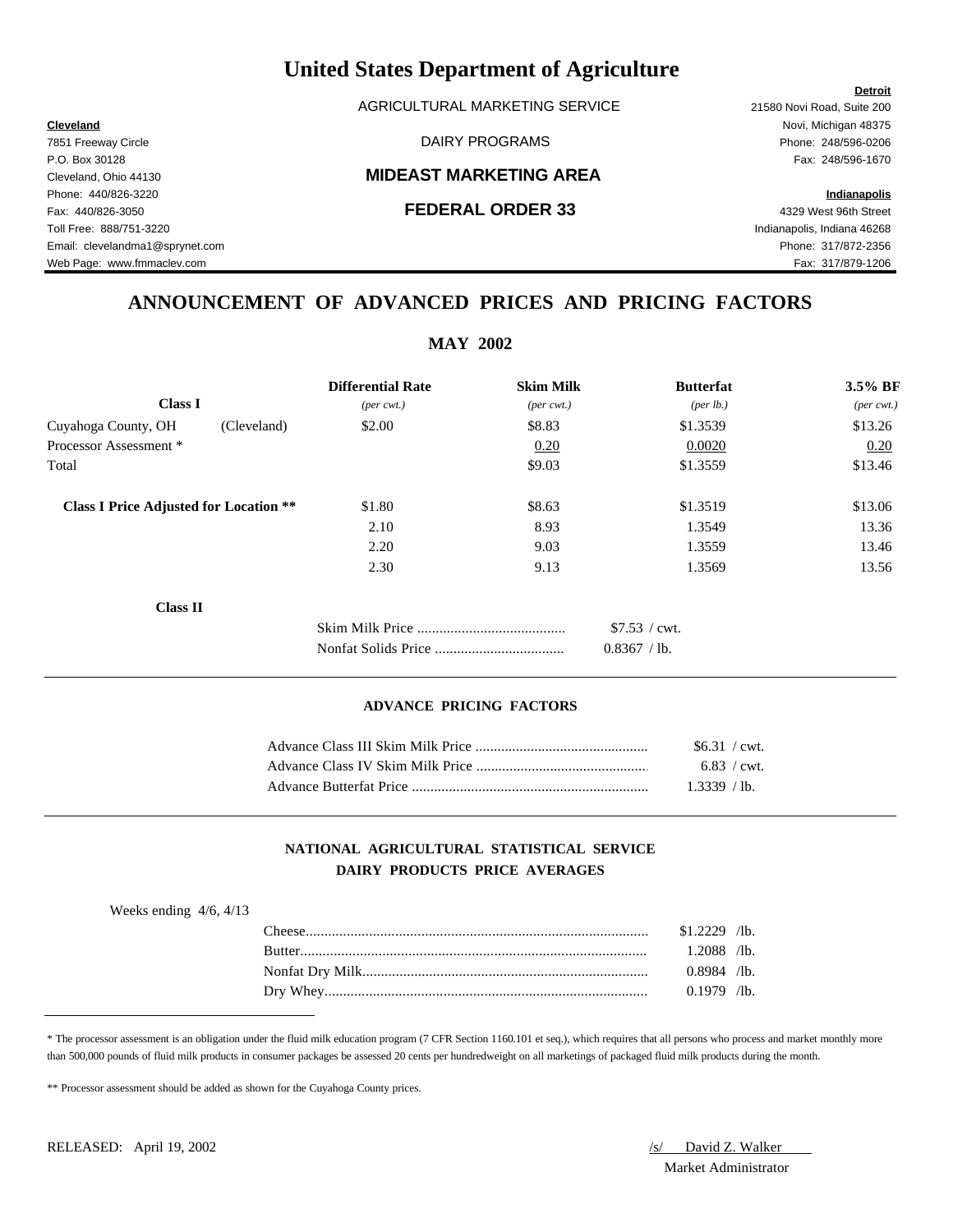# United States Department of Agriculture

AGRICULTURAL MARKETING SERVICE

DAIRY PROGRAMS

## MIDEAST MARKETING AREA

## FEDERAL ORDER 33

**Cleveland**
7851 Freeway Circle
P.O. Box 30128
Cleveland, Ohio 44130
Phone: 440/826-3220
Fax: 440/826-3050
Toll Free: 888/751-3220
Email: clevelandma1@sprynet.com
Web Page: www.fmmaclev.com

**Detroit**
21580 Novi Road, Suite 200
Novi, Michigan 48375
Phone: 248/596-0206
Fax: 248/596-1670

**Indianapolis**
4329 West 96th Street
Indianapolis, Indiana 46268
Phone: 317/872-2356
Fax: 317/879-1206

# ANNOUNCEMENT OF ADVANCED PRICES AND PRICING FACTORS

## MAY 2002

| Class I | | Differential Rate *(per cwt.)* | Skim Milk *(per cwt.)* | Butterfat *(per lb.)* | 3.5% BF *(per cwt.)* |
|---|---|---|---|---|---|
| Cuyahoga County, OH | (Cleveland) | $2.00 | $8.83 | $1.3539 | $13.26 |
| Processor Assessment * | | | 0.20 | 0.0020 | 0.20 |
| Total | | | $9.03 | $1.3559 | $13.46 |
| **Class I Price Adjusted for Location \*\*** | | $1.80 | $8.63 | $1.3519 | $13.06 |
| | | 2.10 | 8.93 | 1.3549 | 13.36 |
| | | 2.20 | 9.03 | 1.3559 | 13.46 |
| | | 2.30 | 9.13 | 1.3569 | 13.56 |

**Class II**

| | |
|---|---|
| Skim Milk Price | $7.53 / cwt. |
| Nonfat Solids Price | 0.8367 / lb. |

### ADVANCE PRICING FACTORS

| | |
|---|---|
| Advance Class III Skim Milk Price | $6.31 / cwt. |
| Advance Class IV Skim Milk Price | 6.83 / cwt. |
| Advance Butterfat Price | 1.3339 / lb. |

### NATIONAL AGRICULTURAL STATISTICAL SERVICE
### DAIRY PRODUCTS PRICE AVERAGES

Weeks ending 4/6, 4/13

| | |
|---|---|
| Cheese | $1.2229 /lb. |
| Butter | 1.2088 /lb. |
| Nonfat Dry Milk | 0.8984 /lb. |
| Dry Whey | 0.1979 /lb. |

* The processor assessment is an obligation under the fluid milk education program (7 CFR Section 1160.101 et seq.), which requires that all persons who process and market monthly more than 500,000 pounds of fluid milk products in consumer packages be assessed 20 cents per hundredweight on all marketings of packaged fluid milk products during the month.

** Processor assessment should be added as shown for the Cuyahoga County prices.

RELEASED: April 19, 2002

/s/ David Z. Walker
Market Administrator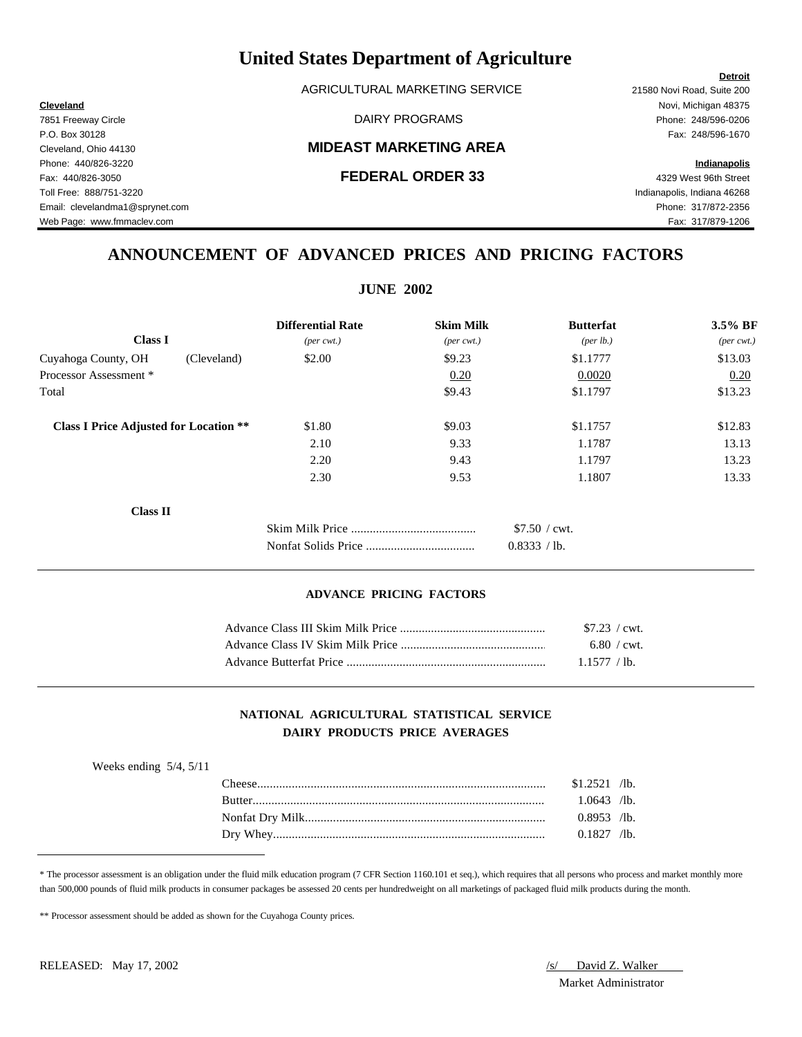# United States Department of Agriculture

AGRICULTURAL MARKETING SERVICE

DAIRY PROGRAMS

## MIDEAST MARKETING AREA

## FEDERAL ORDER 33

**Cleveland**
7851 Freeway Circle
P.O. Box 30128
Cleveland, Ohio 44130
Phone: 440/826-3220
Fax: 440/826-3050
Toll Free: 888/751-3220
Email: clevelandma1@sprynet.com
Web Page: www.fmmaclev.com

**Detroit**
21580 Novi Road, Suite 200
Novi, Michigan 48375
Phone: 248/596-0206
Fax: 248/596-1670

**Indianapolis**
4329 West 96th Street
Indianapolis, Indiana 46268
Phone: 317/872-2356
Fax: 317/879-1206

## ANNOUNCEMENT OF ADVANCED PRICES AND PRICING FACTORS

### JUNE 2002

| Class I | | Differential Rate (per cwt.) | Skim Milk (per cwt.) | Butterfat (per lb.) | 3.5% BF (per cwt.) |
|---|---|---|---|---|---|
| Cuyahoga County, OH | (Cleveland) | $2.00 | $9.23 | $1.1777 | $13.03 |
| Processor Assessment * | | | 0.20 | 0.0020 | 0.20 |
| Total | | | $9.43 | $1.1797 | $13.23 |
| **Class I Price Adjusted for Location \*\*** | | $1.80 | $9.03 | $1.1757 | $12.83 |
| | | 2.10 | 9.33 | 1.1787 | 13.13 |
| | | 2.20 | 9.43 | 1.1797 | 13.23 |
| | | 2.30 | 9.53 | 1.1807 | 13.33 |

**Class II**

| | |
|---|---|
| Skim Milk Price | $7.50 / cwt. |
| Nonfat Solids Price | 0.8333 / lb. |

### ADVANCE PRICING FACTORS

| | |
|---|---|
| Advance Class III Skim Milk Price | $7.23 / cwt. |
| Advance Class IV Skim Milk Price | 6.80 / cwt. |
| Advance Butterfat Price | 1.1577 / lb. |

### NATIONAL AGRICULTURAL STATISTICAL SERVICE
### DAIRY PRODUCTS PRICE AVERAGES

Weeks ending 5/4, 5/11

| | |
|---|---|
| Cheese | $1.2521 /lb. |
| Butter | 1.0643 /lb. |
| Nonfat Dry Milk | 0.8953 /lb. |
| Dry Whey | 0.1827 /lb. |

* The processor assessment is an obligation under the fluid milk education program (7 CFR Section 1160.101 et seq.), which requires that all persons who process and market monthly more than 500,000 pounds of fluid milk products in consumer packages be assessed 20 cents per hundredweight on all marketings of packaged fluid milk products during the month.

** Processor assessment should be added as shown for the Cuyahoga County prices.

RELEASED: May 17, 2002

/s/ David Z. Walker
Market Administrator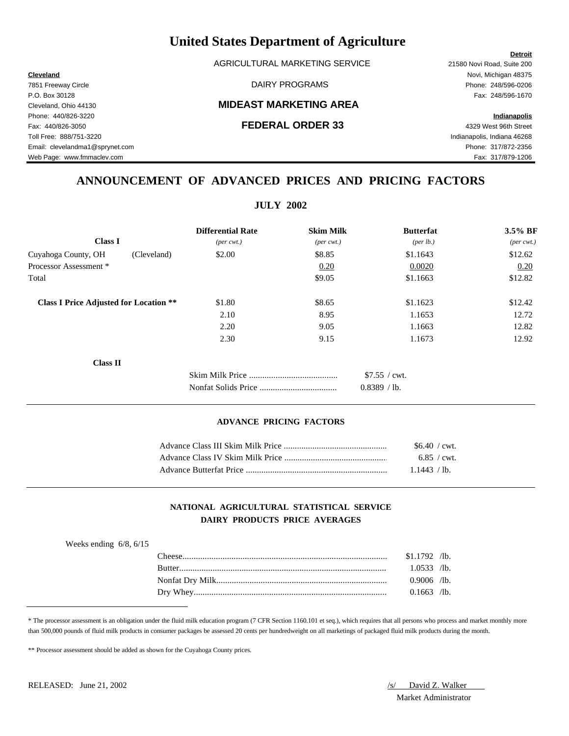# United States Department of Agriculture

AGRICULTURAL MARKETING SERVICE

DAIRY PROGRAMS

## MIDEAST MARKETING AREA

## FEDERAL ORDER 33

**Cleveland**
7851 Freeway Circle
P.O. Box 30128
Cleveland, Ohio 44130
Phone: 440/826-3220
Fax: 440/826-3050
Toll Free: 888/751-3220
Email: clevelandma1@sprynet.com
Web Page: www.fmmaclev.com

**Detroit**
21580 Novi Road, Suite 200
Novi, Michigan 48375
Phone: 248/596-0206
Fax: 248/596-1670

**Indianapolis**
4329 West 96th Street
Indianapolis, Indiana 46268
Phone: 317/872-2356
Fax: 317/879-1206

## ANNOUNCEMENT OF ADVANCED PRICES AND PRICING FACTORS

### JULY 2002

| **Class I** | | **Differential Rate** *(per cwt.)* | **Skim Milk** *(per cwt.)* | **Butterfat** *(per lb.)* | **3.5% BF** *(per cwt.)* |
|---|---|---|---|---|---|
| Cuyahoga County, OH | (Cleveland) | $2.00 | $8.85 | $1.1643 | $12.62 |
| Processor Assessment * | | | 0.20 | 0.0020 | 0.20 |
| Total | | | $9.05 | $1.1663 | $12.82 |
| **Class I Price Adjusted for Location \*\*** | | $1.80 | $8.65 | $1.1623 | $12.42 |
| | | 2.10 | 8.95 | 1.1653 | 12.72 |
| | | 2.20 | 9.05 | 1.1663 | 12.82 |
| | | 2.30 | 9.15 | 1.1673 | 12.92 |

**Class II**

| | |
|---|---|
| Skim Milk Price | $7.55 / cwt. |
| Nonfat Solids Price | 0.8389 / lb. |

#### ADVANCE PRICING FACTORS

| | |
|---|---|
| Advance Class III Skim Milk Price | $6.40 / cwt. |
| Advance Class IV Skim Milk Price | 6.85 / cwt. |
| Advance Butterfat Price | 1.1443 / lb. |

#### NATIONAL AGRICULTURAL STATISTICAL SERVICE
#### DAIRY PRODUCTS PRICE AVERAGES

Weeks ending 6/8, 6/15

| | |
|---|---|
| Cheese | $1.1792 /lb. |
| Butter | 1.0533 /lb. |
| Nonfat Dry Milk | 0.9006 /lb. |
| Dry Whey | 0.1663 /lb. |

* The processor assessment is an obligation under the fluid milk education program (7 CFR Section 1160.101 et seq.), which requires that all persons who process and market monthly more than 500,000 pounds of fluid milk products in consumer packages be assessed 20 cents per hundredweight on all marketings of packaged fluid milk products during the month.

** Processor assessment should be added as shown for the Cuyahoga County prices.

RELEASED: June 21, 2002

/s/ David Z. Walker
Market Administrator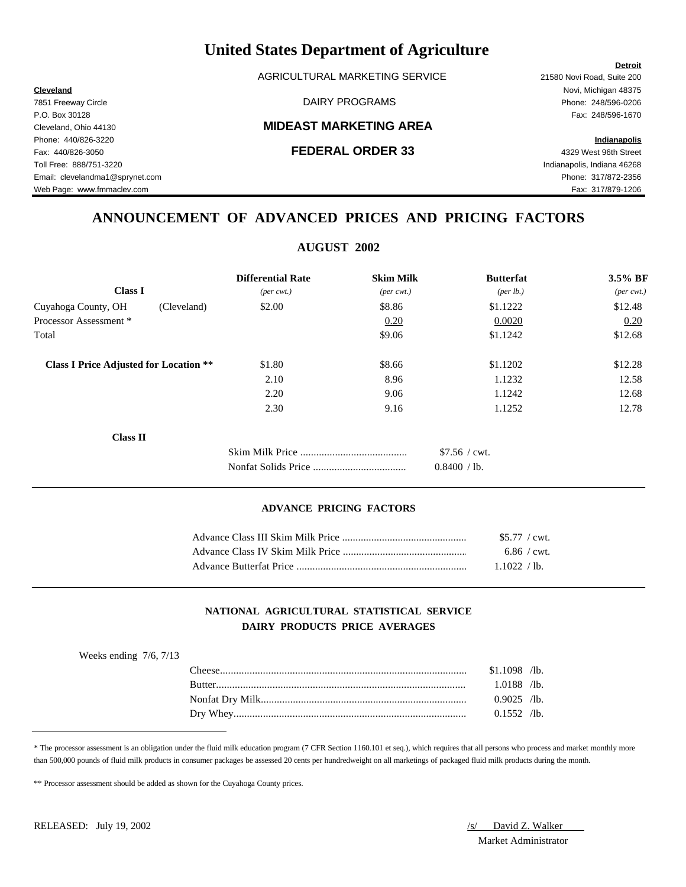# United States Department of Agriculture

AGRICULTURAL MARKETING SERVICE

DAIRY PROGRAMS

**MIDEAST MARKETING AREA**

**FEDERAL ORDER 33**

**Cleveland**
7851 Freeway Circle
P.O. Box 30128
Cleveland, Ohio 44130
Phone: 440/826-3220
Fax: 440/826-3050
Toll Free: 888/751-3220
Email: clevelandma1@sprynet.com
Web Page: www.fmmaclev.com

**Detroit**
21580 Novi Road, Suite 200
Novi, Michigan 48375
Phone: 248/596-0206
Fax: 248/596-1670

**Indianapolis**
4329 West 96th Street
Indianapolis, Indiana 46268
Phone: 317/872-2356
Fax: 317/879-1206

## ANNOUNCEMENT OF ADVANCED PRICES AND PRICING FACTORS

### AUGUST 2002

| **Class I** | | **Differential Rate** *(per cwt.)* | **Skim Milk** *(per cwt.)* | **Butterfat** *(per lb.)* | **3.5% BF** *(per cwt.)* |
|---|---|---|---|---|---|
| Cuyahoga County, OH | (Cleveland) | $2.00 | $8.86 | $1.1222 | $12.48 |
| Processor Assessment * | | | 0.20 | 0.0020 | 0.20 |
| Total | | | $9.06 | $1.1242 | $12.68 |
| **Class I Price Adjusted for Location \*\*** | | $1.80 | $8.66 | $1.1202 | $12.28 |
| | | 2.10 | 8.96 | 1.1232 | 12.58 |
| | | 2.20 | 9.06 | 1.1242 | 12.68 |
| | | 2.30 | 9.16 | 1.1252 | 12.78 |

**Class II**

| | |
|---|---|
| Skim Milk Price | $7.56 / cwt. |
| Nonfat Solids Price | 0.8400 / lb. |

#### ADVANCE PRICING FACTORS

| | |
|---|---|
| Advance Class III Skim Milk Price | $5.77 / cwt. |
| Advance Class IV Skim Milk Price | 6.86 / cwt. |
| Advance Butterfat Price | 1.1022 / lb. |

#### NATIONAL AGRICULTURAL STATISTICAL SERVICE
#### DAIRY PRODUCTS PRICE AVERAGES

Weeks ending 7/6, 7/13

| | |
|---|---|
| Cheese | $1.1098 /lb. |
| Butter | 1.0188 /lb. |
| Nonfat Dry Milk | 0.9025 /lb. |
| Dry Whey | 0.1552 /lb. |

* The processor assessment is an obligation under the fluid milk education program (7 CFR Section 1160.101 et seq.), which requires that all persons who process and market monthly more than 500,000 pounds of fluid milk products in consumer packages be assessed 20 cents per hundredweight on all marketings of packaged fluid milk products during the month.

** Processor assessment should be added as shown for the Cuyahoga County prices.

RELEASED: July 19, 2002

/s/ David Z. Walker
Market Administrator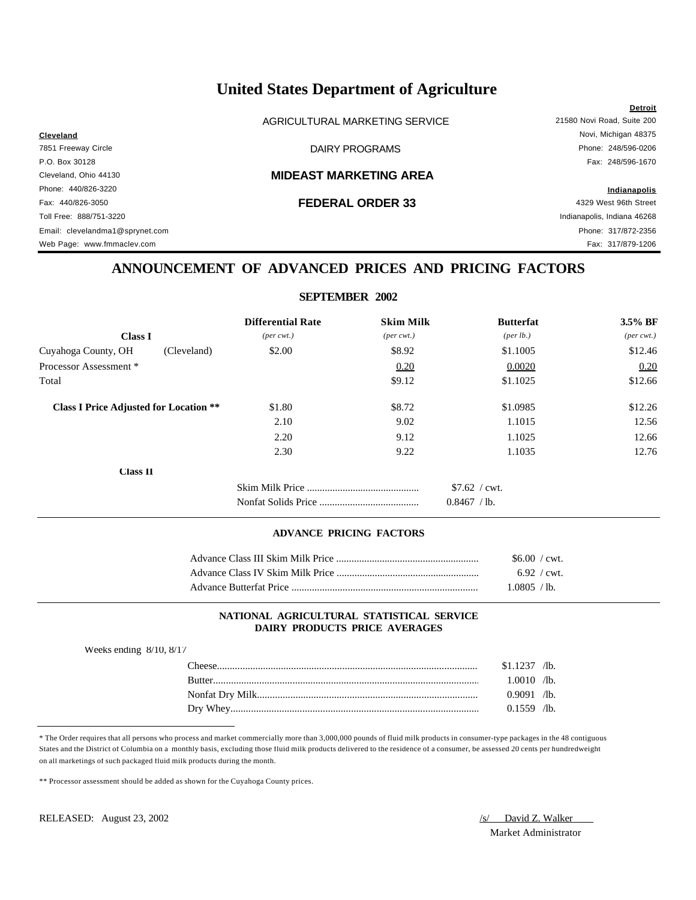# United States Department of Agriculture

AGRICULTURAL MARKETING SERVICE

DAIRY PROGRAMS

## MIDEAST MARKETING AREA

## FEDERAL ORDER 33

**Cleveland**
7851 Freeway Circle
P.O. Box 30128
Cleveland, Ohio 44130
Phone: 440/826-3220
Fax: 440/826-3050
Toll Free: 888/751-3220
Email: clevelandma1@sprynet.com
Web Page: www.fmmaclev.com

**Detroit**
21580 Novi Road, Suite 200
Novi, Michigan 48375
Phone: 248/596-0206
Fax: 248/596-1670

**Indianapolis**
4329 West 96th Street
Indianapolis, Indiana 46268
Phone: 317/872-2356
Fax: 317/879-1206

## ANNOUNCEMENT OF ADVANCED PRICES AND PRICING FACTORS

### SEPTEMBER 2002

| Class I | | Differential Rate *(per cwt.)* | Skim Milk *(per cwt.)* | Butterfat *(per lb.)* | 3.5% BF *(per cwt.)* |
|---|---|---|---|---|---|
| Cuyahoga County, OH | (Cleveland) | $2.00 | $8.92 | $1.1005 | $12.46 |
| Processor Assessment * | | | 0.20 | 0.0020 | 0.20 |
| Total | | | $9.12 | $1.1025 | $12.66 |
| **Class I Price Adjusted for Location \*\*** | | $1.80 | $8.72 | $1.0985 | $12.26 |
| | | 2.10 | 9.02 | 1.1015 | 12.56 |
| | | 2.20 | 9.12 | 1.1025 | 12.66 |
| | | 2.30 | 9.22 | 1.1035 | 12.76 |

**Class II**

| | |
|---|---|
| Skim Milk Price | $7.62 / cwt. |
| Nonfat Solids Price | 0.8467 / lb. |

### ADVANCE PRICING FACTORS

| | |
|---|---|
| Advance Class III Skim Milk Price | $6.00 / cwt. |
| Advance Class IV Skim Milk Price | 6.92 / cwt. |
| Advance Butterfat Price | 1.0805 / lb. |

### NATIONAL AGRICULTURAL STATISTICAL SERVICE DAIRY PRODUCTS PRICE AVERAGES

Weeks ending 8/10, 8/17

| | |
|---|---|
| Cheese | $1.1237 /lb. |
| Butter | 1.0010 /lb. |
| Nonfat Dry Milk | 0.9091 /lb. |
| Dry Whey | 0.1559 /lb. |

* The Order requires that all persons who process and market commercially more than 3,000,000 pounds of fluid milk products in consumer-type packages in the 48 contiguous States and the District of Columbia on a monthly basis, excluding those fluid milk products delivered to the residence of a consumer, be assessed 20 cents per hundredweight on all marketings of such packaged fluid milk products during the month.

** Processor assessment should be added as shown for the Cuyahoga County prices.

RELEASED: August 23, 2002

/s/ David Z. Walker
Market Administrator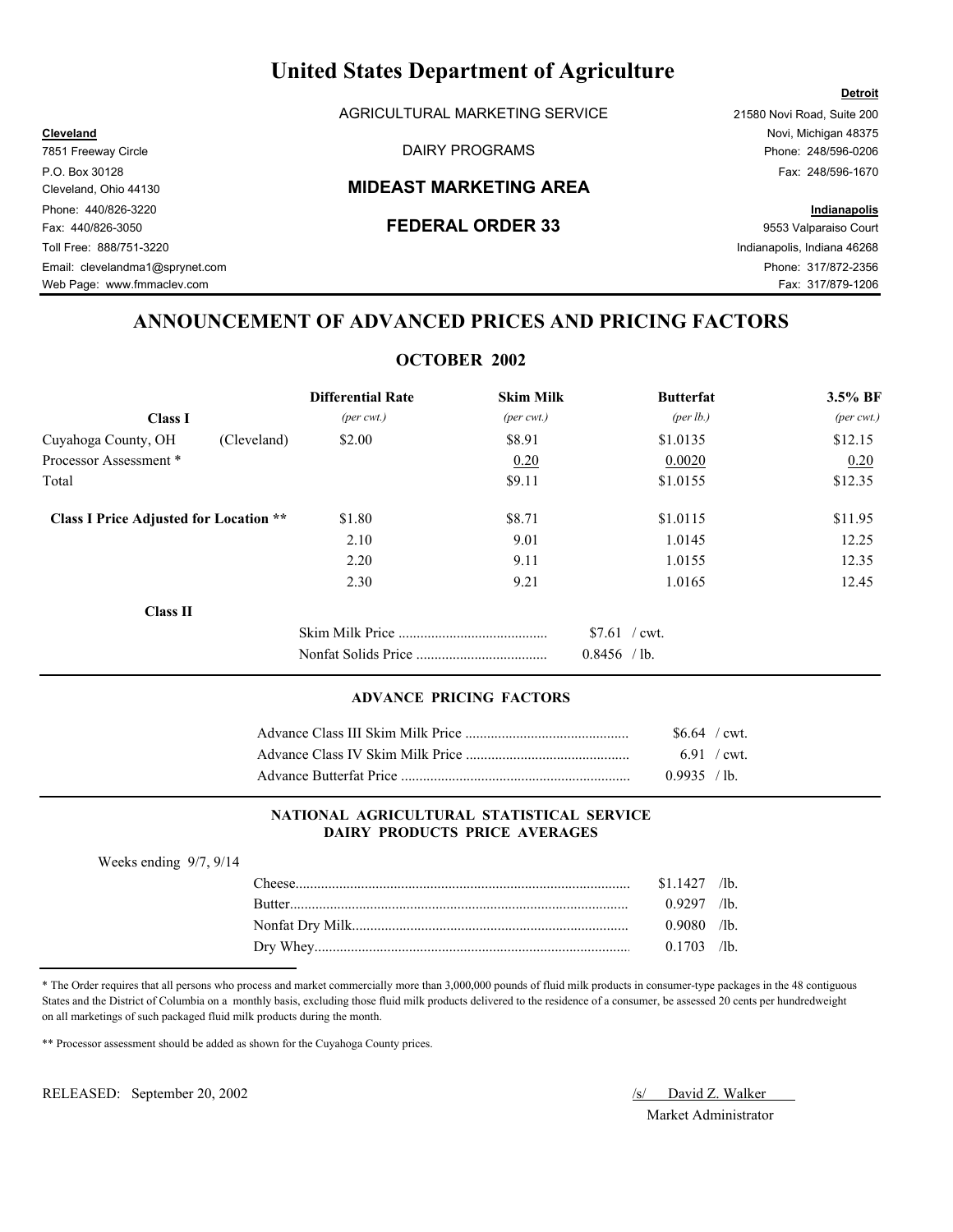# United States Department of Agriculture

AGRICULTURAL MARKETING SERVICE

DAIRY PROGRAMS

## MIDEAST MARKETING AREA

## FEDERAL ORDER 33

**Cleveland**
7851 Freeway Circle
P.O. Box 30128
Cleveland, Ohio 44130
Phone: 440/826-3220
Fax: 440/826-3050
Toll Free: 888/751-3220
Email: clevelandma1@sprynet.com
Web Page: www.fmmaclev.com

**Detroit**
21580 Novi Road, Suite 200
Novi, Michigan 48375
Phone: 248/596-0206
Fax: 248/596-1670

**Indianapolis**
9553 Valparaiso Court
Indianapolis, Indiana 46268
Phone: 317/872-2356
Fax: 317/879-1206

## ANNOUNCEMENT OF ADVANCED PRICES AND PRICING FACTORS

### OCTOBER 2002

| Class I | | Differential Rate *(per cwt.)* | Skim Milk *(per cwt.)* | Butterfat *(per lb.)* | 3.5% BF *(per cwt.)* |
|---|---|---|---|---|---|
| Cuyahoga County, OH | (Cleveland) | $2.00 | $8.91 | $1.0135 | $12.15 |
| Processor Assessment * | | | 0.20 | 0.0020 | 0.20 |
| Total | | | $9.11 | $1.0155 | $12.35 |
| **Class I Price Adjusted for Location \*\*** | | $1.80 | $8.71 | $1.0115 | $11.95 |
| | | 2.10 | 9.01 | 1.0145 | 12.25 |
| | | 2.20 | 9.11 | 1.0155 | 12.35 |
| | | 2.30 | 9.21 | 1.0165 | 12.45 |

**Class II**

| | |
|---|---|
| Skim Milk Price | $7.61 / cwt. |
| Nonfat Solids Price | 0.8456 / lb. |

### ADVANCE PRICING FACTORS

| | |
|---|---|
| Advance Class III Skim Milk Price | $6.64 / cwt. |
| Advance Class IV Skim Milk Price | 6.91 / cwt. |
| Advance Butterfat Price | 0.9935 / lb. |

### NATIONAL AGRICULTURAL STATISTICAL SERVICE DAIRY PRODUCTS PRICE AVERAGES

Weeks ending 9/7, 9/14

| | |
|---|---|
| Cheese | $1.1427 /lb. |
| Butter | 0.9297 /lb. |
| Nonfat Dry Milk | 0.9080 /lb. |
| Dry Whey | 0.1703 /lb. |

\* The Order requires that all persons who process and market commercially more than 3,000,000 pounds of fluid milk products in consumer-type packages in the 48 contiguous States and the District of Columbia on a monthly basis, excluding those fluid milk products delivered to the residence of a consumer, be assessed 20 cents per hundredweight on all marketings of such packaged fluid milk products during the month.

\*\* Processor assessment should be added as shown for the Cuyahoga County prices.

RELEASED: September 20, 2002

/s/ David Z. Walker
Market Administrator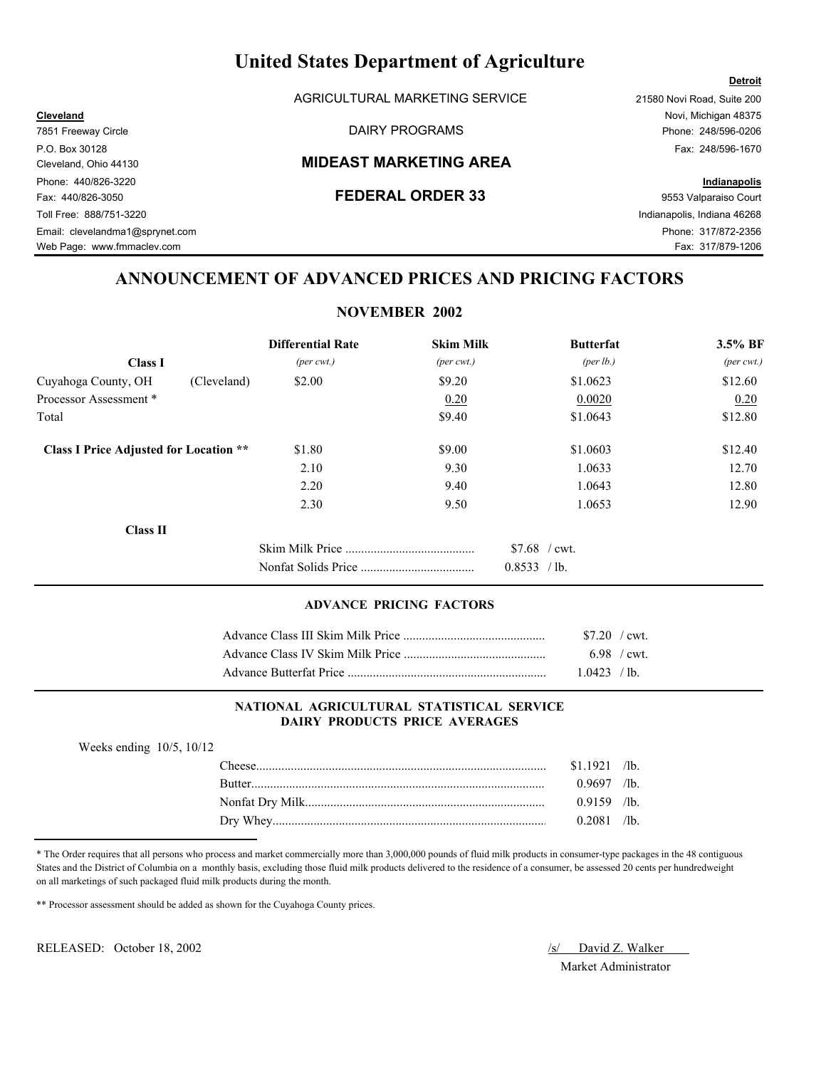# United States Department of Agriculture

AGRICULTURAL MARKETING SERVICE

DAIRY PROGRAMS

**MIDEAST MARKETING AREA**

**FEDERAL ORDER 33**

**Cleveland**
7851 Freeway Circle
P.O. Box 30128
Cleveland, Ohio 44130
Phone: 440/826-3220
Fax: 440/826-3050
Toll Free: 888/751-3220
Email: clevelandma1@sprynet.com
Web Page: www.fmmaclev.com

**Detroit**
21580 Novi Road, Suite 200
Novi, Michigan 48375
Phone: 248/596-0206
Fax: 248/596-1670

**Indianapolis**
9553 Valparaiso Court
Indianapolis, Indiana 46268
Phone: 317/872-2356
Fax: 317/879-1206

## ANNOUNCEMENT OF ADVANCED PRICES AND PRICING FACTORS

### NOVEMBER 2002

| **Class I** | | **Differential Rate** *(per cwt.)* | **Skim Milk** *(per cwt.)* | **Butterfat** *(per lb.)* | **3.5% BF** *(per cwt.)* |
|---|---|---|---|---|---|
| Cuyahoga County, OH | (Cleveland) | $2.00 | $9.20 | $1.0623 | $12.60 |
| Processor Assessment * | | | 0.20 | 0.0020 | 0.20 |
| Total | | | $9.40 | $1.0643 | $12.80 |
| **Class I Price Adjusted for Location \*\*** | | $1.80 | $9.00 | $1.0603 | $12.40 |
| | | 2.10 | 9.30 | 1.0633 | 12.70 |
| | | 2.20 | 9.40 | 1.0643 | 12.80 |
| | | 2.30 | 9.50 | 1.0653 | 12.90 |

**Class II**

| | |
|---|---|
| Skim Milk Price | $7.68 / cwt. |
| Nonfat Solids Price | 0.8533 / lb. |

### ADVANCE PRICING FACTORS

| | |
|---|---|
| Advance Class III Skim Milk Price | $7.20 / cwt. |
| Advance Class IV Skim Milk Price | 6.98 / cwt. |
| Advance Butterfat Price | 1.0423 / lb. |

### NATIONAL AGRICULTURAL STATISTICAL SERVICE DAIRY PRODUCTS PRICE AVERAGES

Weeks ending 10/5, 10/12

| | |
|---|---|
| Cheese | $1.1921 /lb. |
| Butter | 0.9697 /lb. |
| Nonfat Dry Milk | 0.9159 /lb. |
| Dry Whey | 0.2081 /lb. |

* The Order requires that all persons who process and market commercially more than 3,000,000 pounds of fluid milk products in consumer-type packages in the 48 contiguous States and the District of Columbia on a monthly basis, excluding those fluid milk products delivered to the residence of a consumer, be assessed 20 cents per hundredweight on all marketings of such packaged fluid milk products during the month.

** Processor assessment should be added as shown for the Cuyahoga County prices.

RELEASED: October 18, 2002

/s/ David Z. Walker
Market Administrator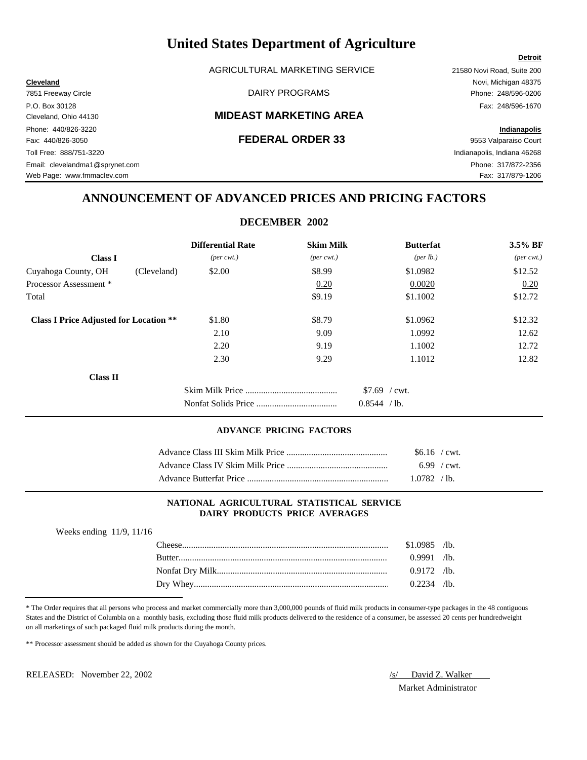# United States Department of Agriculture

AGRICULTURAL MARKETING SERVICE

DAIRY PROGRAMS

## MIDEAST MARKETING AREA

## FEDERAL ORDER 33

**Cleveland**
7851 Freeway Circle
P.O. Box 30128
Cleveland, Ohio 44130
Phone: 440/826-3220
Fax: 440/826-3050
Toll Free: 888/751-3220
Email: clevelandma1@sprynet.com
Web Page: www.fmmaclev.com

**Detroit**
21580 Novi Road, Suite 200
Novi, Michigan 48375
Phone: 248/596-0206
Fax: 248/596-1670

**Indianapolis**
9553 Valparaiso Court
Indianapolis, Indiana 46268
Phone: 317/872-2356
Fax: 317/879-1206

## ANNOUNCEMENT OF ADVANCED PRICES AND PRICING FACTORS

### DECEMBER 2002

| **Class I** | | **Differential Rate** *(per cwt.)* | **Skim Milk** *(per cwt.)* | **Butterfat** *(per lb.)* | **3.5% BF** *(per cwt.)* |
|---|---|---|---|---|---|
| Cuyahoga County, OH | (Cleveland) | $2.00 | $8.99 | $1.0982 | $12.52 |
| Processor Assessment * | | | 0.20 | 0.0020 | 0.20 |
| Total | | | $9.19 | $1.1002 | $12.72 |
| **Class I Price Adjusted for Location \*\*** | | $1.80 | $8.79 | $1.0962 | $12.32 |
| | | 2.10 | 9.09 | 1.0992 | 12.62 |
| | | 2.20 | 9.19 | 1.1002 | 12.72 |
| | | 2.30 | 9.29 | 1.1012 | 12.82 |

**Class II**

| | | |
|---|---|---|
| Skim Milk Price | $7.69 | / cwt. |
| Nonfat Solids Price | 0.8544 | / lb. |

#### ADVANCE PRICING FACTORS

| | | |
|---|---|---|
| Advance Class III Skim Milk Price | $6.16 | / cwt. |
| Advance Class IV Skim Milk Price | 6.99 | / cwt. |
| Advance Butterfat Price | 1.0782 | / lb. |

#### NATIONAL AGRICULTURAL STATISTICAL SERVICE DAIRY PRODUCTS PRICE AVERAGES

Weeks ending 11/9, 11/16

| | | |
|---|---|---|
| Cheese | $1.0985 | /lb. |
| Butter | 0.9991 | /lb. |
| Nonfat Dry Milk | 0.9172 | /lb. |
| Dry Whey | 0.2234 | /lb. |

\* The Order requires that all persons who process and market commercially more than 3,000,000 pounds of fluid milk products in consumer-type packages in the 48 contiguous States and the District of Columbia on a monthly basis, excluding those fluid milk products delivered to the residence of a consumer, be assessed 20 cents per hundredweight on all marketings of such packaged fluid milk products during the month.

\*\* Processor assessment should be added as shown for the Cuyahoga County prices.

RELEASED: November 22, 2002

/s/ David Z. Walker
Market Administrator